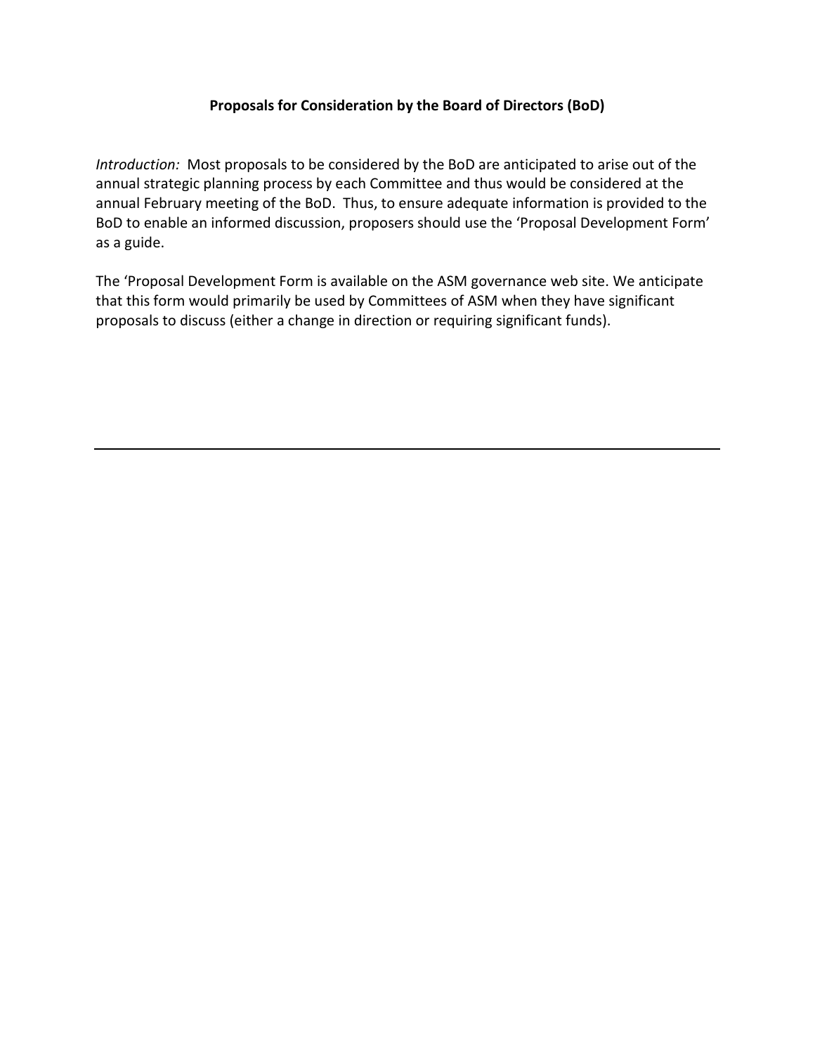**Proposals for Consideration by the Board of Directors (BoD)**

*Introduction:* Most proposals to be considered by the BoD are anticipated to arise out of the annual strategic planning process by each Committee and thus would be considered at the annual February meeting of the BoD. Thus, to ensure adequate information is provided to the BoD to enable an informed discussion, proposers should use the 'Proposal Development Form' as a guide.

The 'Proposal Development Form is available on the ASM governance web site. We anticipate that this form would primarily be used by Committees of ASM when they have significant proposals to discuss (either a change in direction or requiring significant funds).

---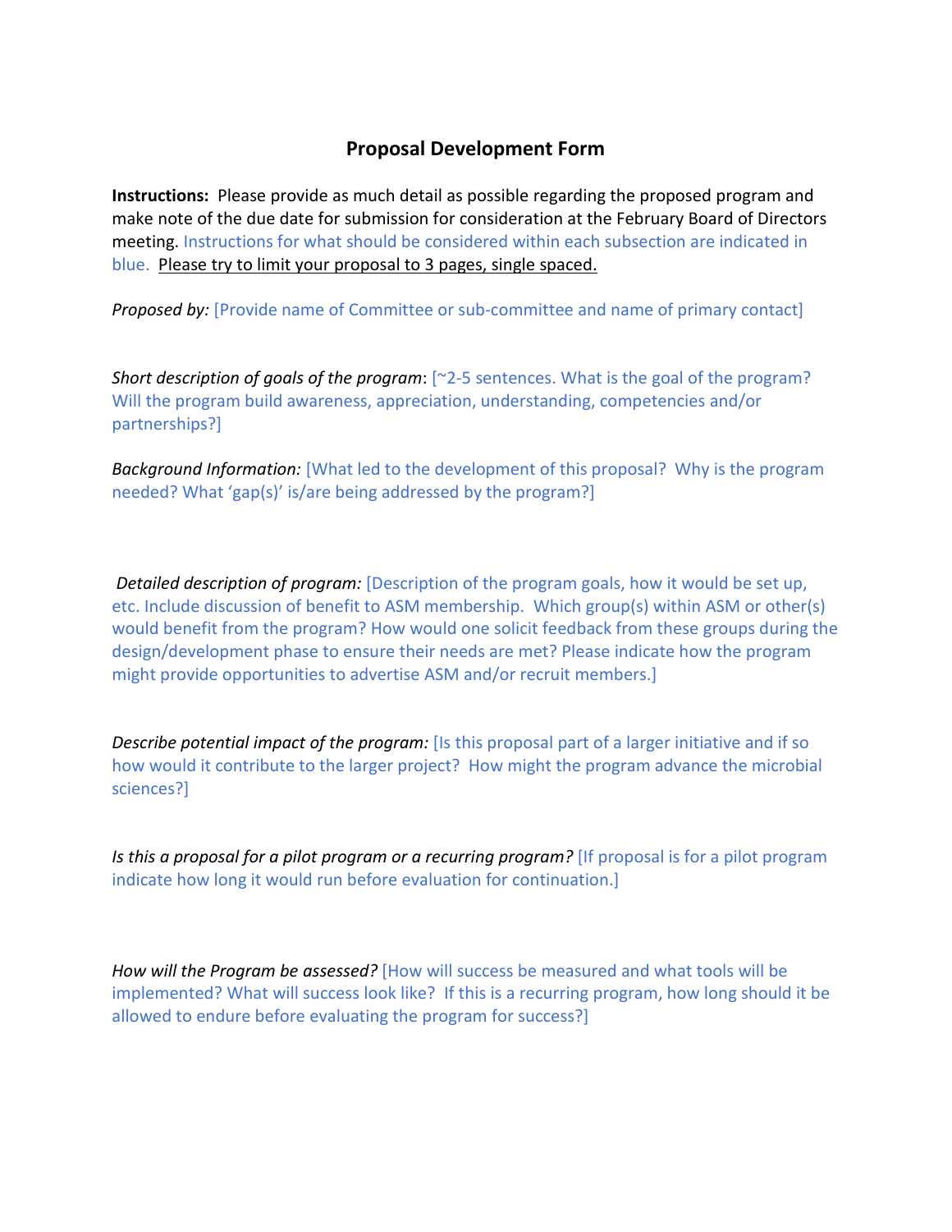## Proposal Development Form

**Instructions:** Please provide as much detail as possible regarding the proposed program and make note of the due date for submission for consideration at the February Board of Directors meeting. Instructions for what should be considered within each subsection are indicated in blue. Please try to limit your proposal to 3 pages, single spaced.

*Proposed by:* [Provide name of Committee or sub-committee and name of primary contact]

*Short description of goals of the program*: [~2-5 sentences. What is the goal of the program? Will the program build awareness, appreciation, understanding, competencies and/or partnerships?]

*Background Information:* [What led to the development of this proposal? Why is the program needed? What 'gap(s)' is/are being addressed by the program?]

*Detailed description of program:* [Description of the program goals, how it would be set up, etc. Include discussion of benefit to ASM membership. Which group(s) within ASM or other(s) would benefit from the program? How would one solicit feedback from these groups during the design/development phase to ensure their needs are met? Please indicate how the program might provide opportunities to advertise ASM and/or recruit members.]

*Describe potential impact of the program:* [Is this proposal part of a larger initiative and if so how would it contribute to the larger project? How might the program advance the microbial sciences?]

*Is this a proposal for a pilot program or a recurring program?* [If proposal is for a pilot program indicate how long it would run before evaluation for continuation.]

*How will the Program be assessed?* [How will success be measured and what tools will be implemented? What will success look like? If this is a recurring program, how long should it be allowed to endure before evaluating the program for success?]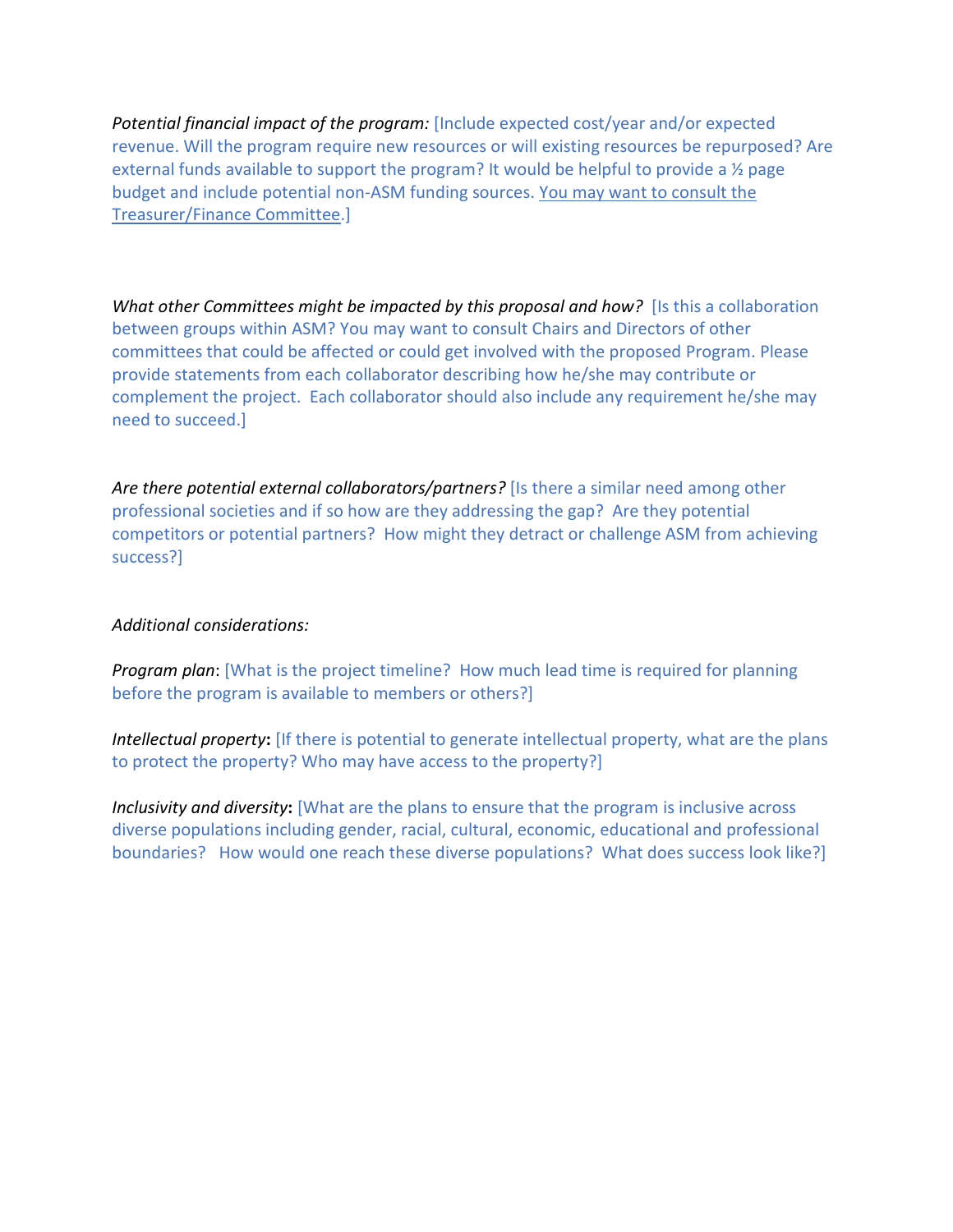*Potential financial impact of the program:* [Include expected cost/year and/or expected revenue. Will the program require new resources or will existing resources be repurposed? Are external funds available to support the program? It would be helpful to provide a ½ page budget and include potential non-ASM funding sources. You may want to consult the Treasurer/Finance Committee.]

*What other Committees might be impacted by this proposal and how?* [Is this a collaboration between groups within ASM? You may want to consult Chairs and Directors of other committees that could be affected or could get involved with the proposed Program. Please provide statements from each collaborator describing how he/she may contribute or complement the project. Each collaborator should also include any requirement he/she may need to succeed.]

*Are there potential external collaborators/partners?* [Is there a similar need among other professional societies and if so how are they addressing the gap? Are they potential competitors or potential partners? How might they detract or challenge ASM from achieving success?]

*Additional considerations:*

*Program plan*: [What is the project timeline? How much lead time is required for planning before the program is available to members or others?]

*Intellectual property*: [If there is potential to generate intellectual property, what are the plans to protect the property? Who may have access to the property?]

*Inclusivity and diversity*: [What are the plans to ensure that the program is inclusive across diverse populations including gender, racial, cultural, economic, educational and professional boundaries? How would one reach these diverse populations? What does success look like?]